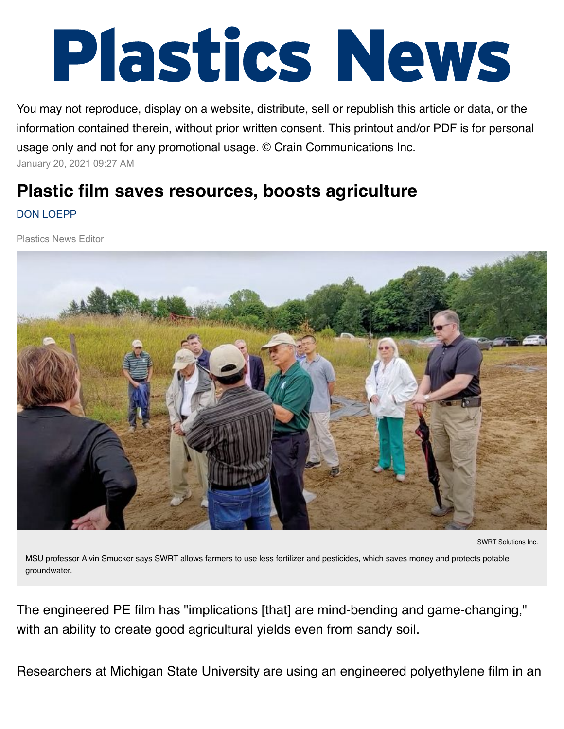# Plastics News

You may not reproduce, display on a website, distribute, sell or republish this article or data, or the information contained therein, without prior written consent. This printout and/or PDF is for personal usage only and not for any promotional usage. © Crain Communications Inc.

January 20, 2021 09:27 AM

## Plastic film saves resources, boosts agriculture

DON LOEPP

Plastics News Editor

SWRT Solutions Inc.

MSU professor Alvin Smucker says SWRT allows farmers to use less fertilizer and pesticides, which saves money and protects potable groundwater.

The engineered PE film has "implications [that] are mind-bending and game-changing," with an ability to create good agricultural yields even from sandy soil.

Researchers at Michigan State University are using an engineered polyethylene film in an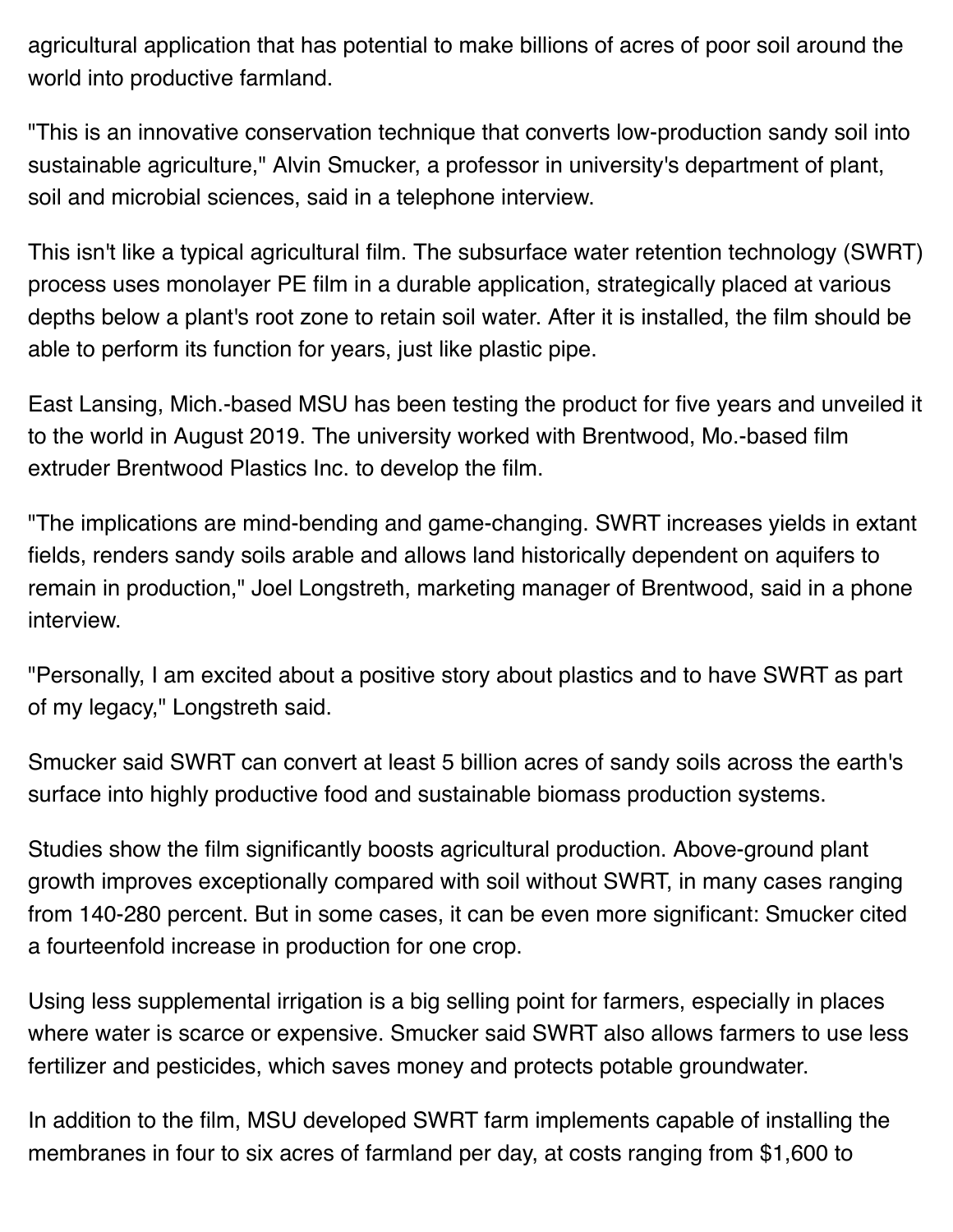agricultural application that has potential to make billions of acres of poor soil around the world into productive farmland.

"This is an innovative conservation technique that converts low-production sandy soil into sustainable agriculture," Alvin Smucker, a professor in university's department of plant, soil and microbial sciences, said in a telephone interview.

This isn't like a typical agricultural film. The subsurface water retention technology (SWRT) process uses monolayer PE film in a durable application, strategically placed at various depths below a plant's root zone to retain soil water. After it is installed, the film should be able to perform its function for years, just like plastic pipe.

East Lansing, Mich.-based MSU has been testing the product for five years and unveiled it to the world in August 2019. The university worked with Brentwood, Mo.-based film extruder Brentwood Plastics Inc. to develop the film.

"The implications are mind-bending and game-changing. SWRT increases yields in extant fields, renders sandy soils arable and allows land historically dependent on aquifers to remain in production," Joel Longstreth, marketing manager of Brentwood, said in a phone interview.

"Personally, I am excited about a positive story about plastics and to have SWRT as part of my legacy," Longstreth said.

Smucker said SWRT can convert at least 5 billion acres of sandy soils across the earth's surface into highly productive food and sustainable biomass production systems.

Studies show the film significantly boosts agricultural production. Above-ground plant growth improves exceptionally compared with soil without SWRT, in many cases ranging from 140-280 percent. But in some cases, it can be even more significant: Smucker cited a fourteenfold increase in production for one crop.

Using less supplemental irrigation is a big selling point for farmers, especially in places where water is scarce or expensive. Smucker said SWRT also allows farmers to use less fertilizer and pesticides, which saves money and protects potable groundwater.

In addition to the film, MSU developed SWRT farm implements capable of installing the membranes in four to six acres of farmland per day, at costs ranging from $1,600 to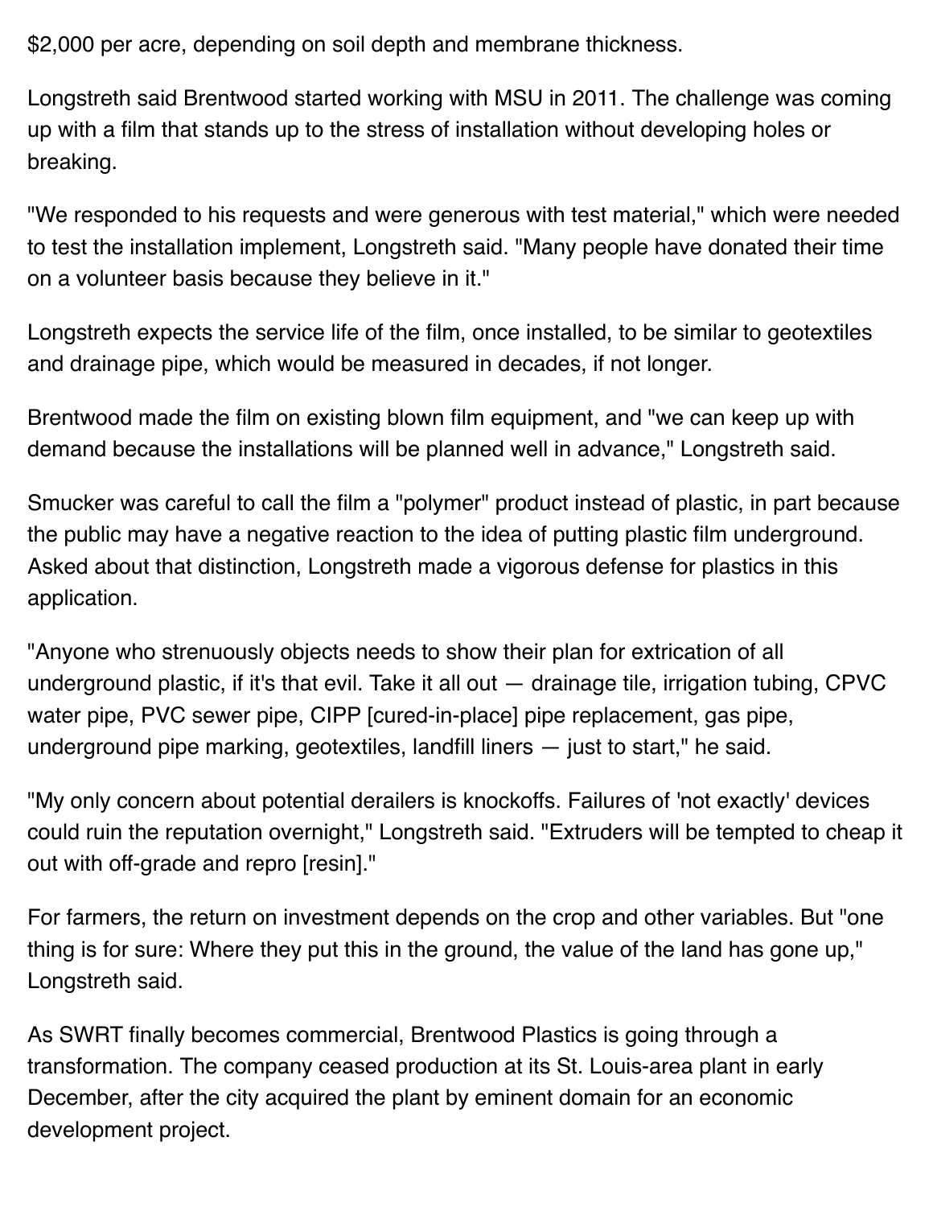$2,000 per acre, depending on soil depth and membrane thickness.

Longstreth said Brentwood started working with MSU in 2011. The challenge was coming up with a film that stands up to the stress of installation without developing holes or breaking.

"We responded to his requests and were generous with test material," which were needed to test the installation implement, Longstreth said. "Many people have donated their time on a volunteer basis because they believe in it."

Longstreth expects the service life of the film, once installed, to be similar to geotextiles and drainage pipe, which would be measured in decades, if not longer.

Brentwood made the film on existing blown film equipment, and "we can keep up with demand because the installations will be planned well in advance," Longstreth said.

Smucker was careful to call the film a "polymer" product instead of plastic, in part because the public may have a negative reaction to the idea of putting plastic film underground. Asked about that distinction, Longstreth made a vigorous defense for plastics in this application.

"Anyone who strenuously objects needs to show their plan for extrication of all underground plastic, if it's that evil. Take it all out — drainage tile, irrigation tubing, CPVC water pipe, PVC sewer pipe, CIPP [cured-in-place] pipe replacement, gas pipe, underground pipe marking, geotextiles, landfill liners — just to start," he said.

"My only concern about potential derailers is knockoffs. Failures of 'not exactly' devices could ruin the reputation overnight," Longstreth said. "Extruders will be tempted to cheap it out with off-grade and repro [resin]."

For farmers, the return on investment depends on the crop and other variables. But "one thing is for sure: Where they put this in the ground, the value of the land has gone up," Longstreth said.

As SWRT finally becomes commercial, Brentwood Plastics is going through a transformation. The company ceased production at its St. Louis-area plant in early December, after the city acquired the plant by eminent domain for an economic development project.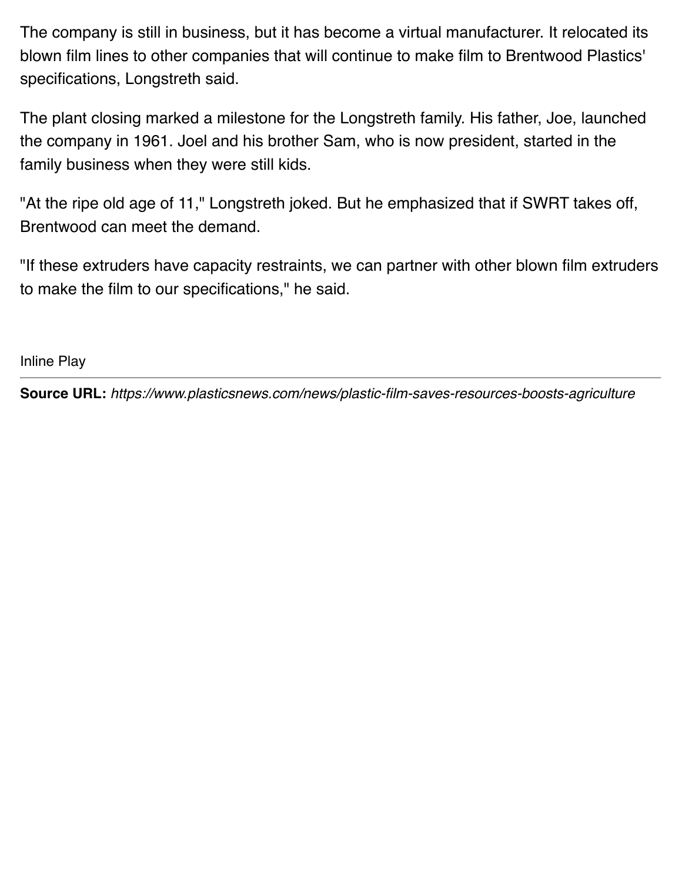The company is still in business, but it has become a virtual manufacturer. It relocated its blown film lines to other companies that will continue to make film to Brentwood Plastics' specifications, Longstreth said.

The plant closing marked a milestone for the Longstreth family. His father, Joe, launched the company in 1961. Joel and his brother Sam, who is now president, started in the family business when they were still kids.

"At the ripe old age of 11," Longstreth joked. But he emphasized that if SWRT takes off, Brentwood can meet the demand.

"If these extruders have capacity restraints, we can partner with other blown film extruders to make the film to our specifications," he said.

Inline Play

---

**Source URL:** *https://www.plasticsnews.com/news/plastic-film-saves-resources-boosts-agriculture*